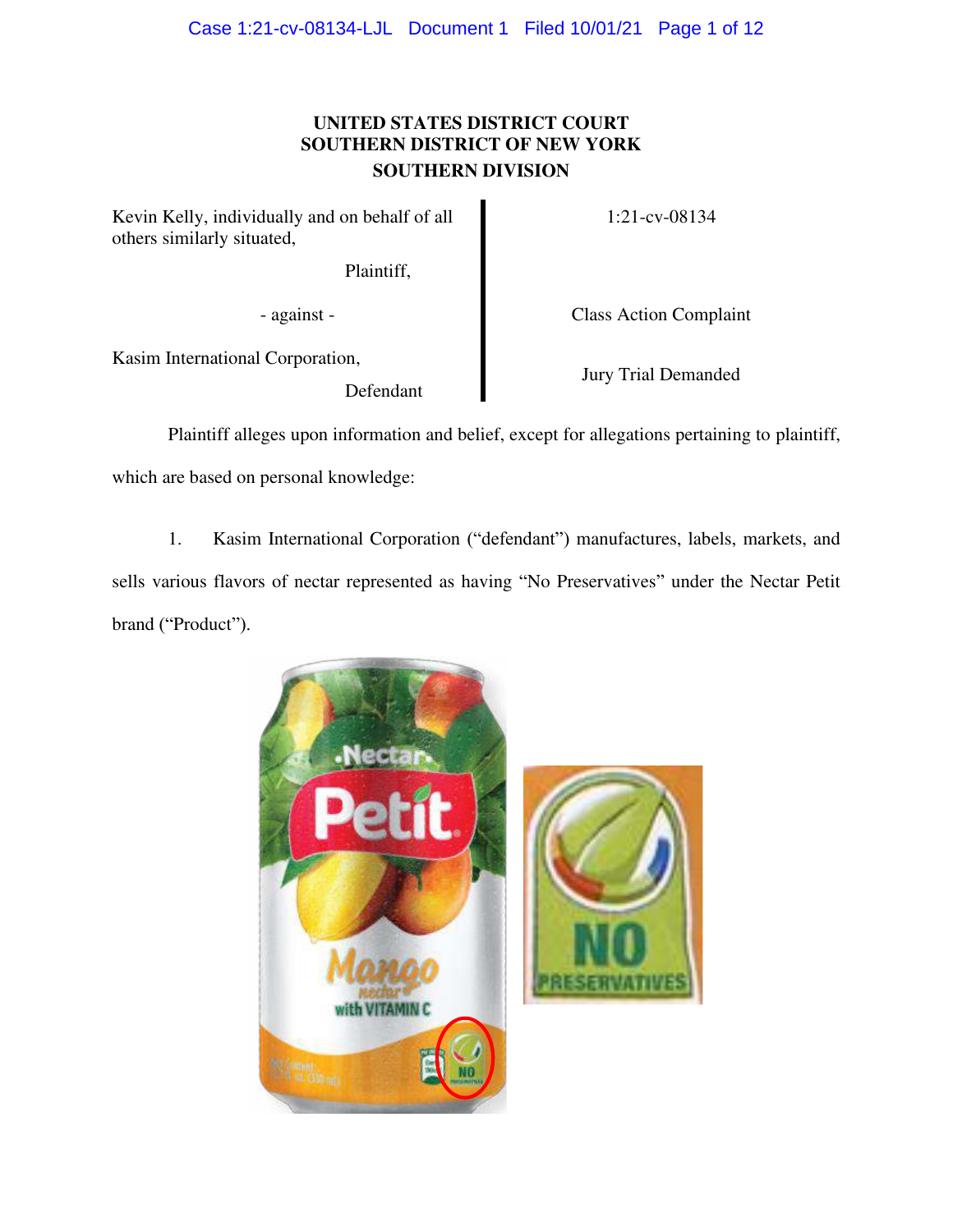**UNITED STATES DISTRICT COURT**
**SOUTHERN DISTRICT OF NEW YORK**
**SOUTHERN DIVISION**

| | |
|---|---|
| Kevin Kelly, individually and on behalf of all others similarly situated, Plaintiff, | 1:21-cv-08134 |
| - against - | Class Action Complaint |
| Kasim International Corporation, Defendant | Jury Trial Demanded |

Plaintiff alleges upon information and belief, except for allegations pertaining to plaintiff, which are based on personal knowledge:

1. Kasim International Corporation ("defendant") manufactures, labels, markets, and sells various flavors of nectar represented as having "No Preservatives" under the Nectar Petit brand ("Product").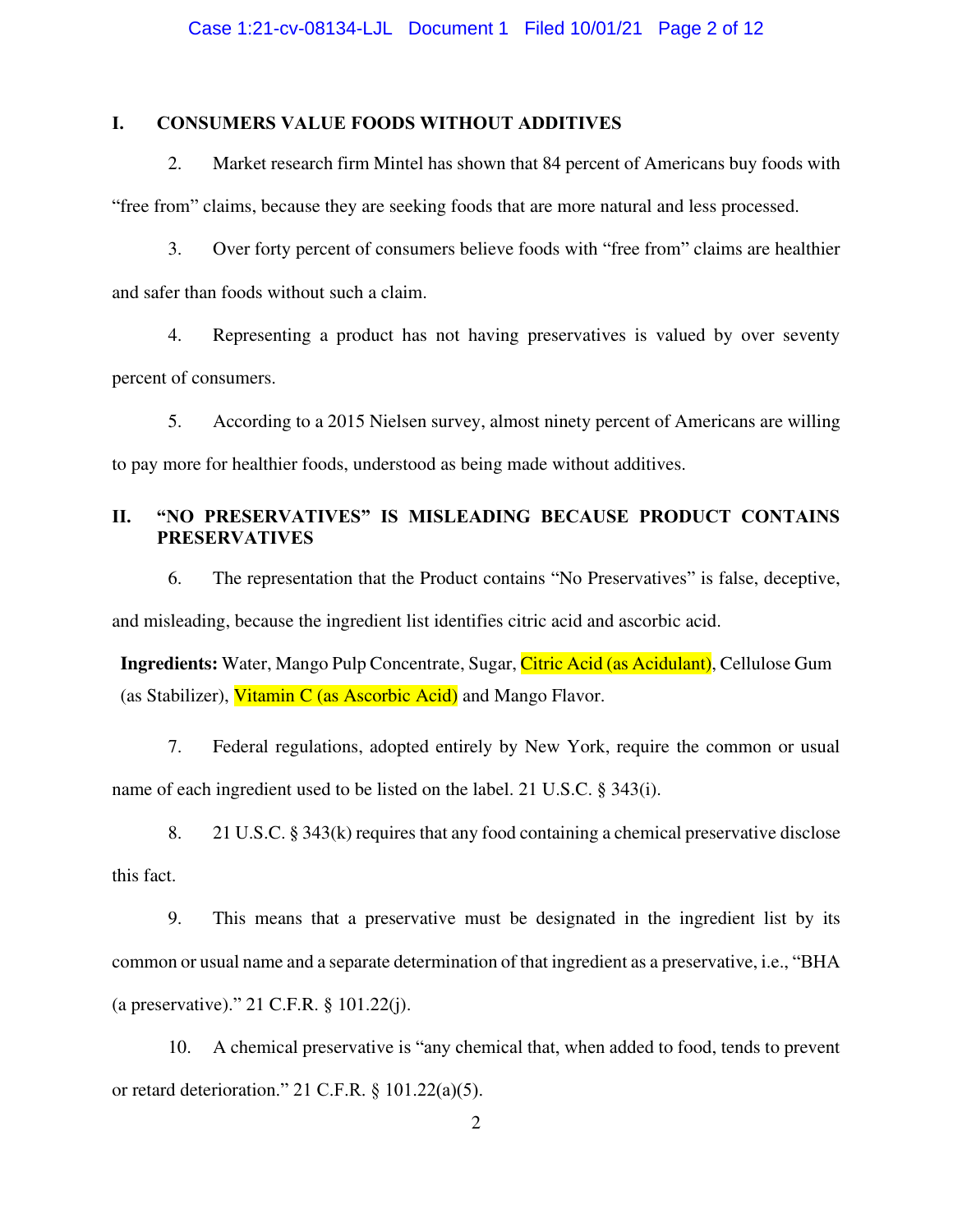## I. CONSUMERS VALUE FOODS WITHOUT ADDITIVES

2. Market research firm Mintel has shown that 84 percent of Americans buy foods with "free from" claims, because they are seeking foods that are more natural and less processed.

3. Over forty percent of consumers believe foods with "free from" claims are healthier and safer than foods without such a claim.

4. Representing a product has not having preservatives is valued by over seventy percent of consumers.

5. According to a 2015 Nielsen survey, almost ninety percent of Americans are willing to pay more for healthier foods, understood as being made without additives.

## II. "NO PRESERVATIVES" IS MISLEADING BECAUSE PRODUCT CONTAINS PRESERVATIVES

6. The representation that the Product contains "No Preservatives" is false, deceptive, and misleading, because the ingredient list identifies citric acid and ascorbic acid.

**Ingredients:** Water, Mango Pulp Concentrate, Sugar, Citric Acid (as Acidulant), Cellulose Gum (as Stabilizer), Vitamin C (as Ascorbic Acid) and Mango Flavor.

7. Federal regulations, adopted entirely by New York, require the common or usual name of each ingredient used to be listed on the label. 21 U.S.C. § 343(i).

8. 21 U.S.C. § 343(k) requires that any food containing a chemical preservative disclose this fact.

9. This means that a preservative must be designated in the ingredient list by its common or usual name and a separate determination of that ingredient as a preservative, i.e., "BHA (a preservative)." 21 C.F.R. § 101.22(j).

10. A chemical preservative is "any chemical that, when added to food, tends to prevent or retard deterioration." 21 C.F.R. § 101.22(a)(5).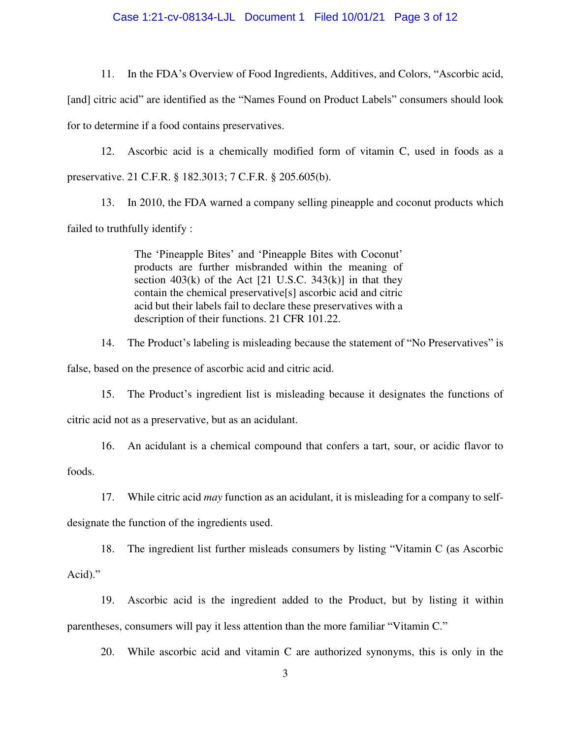11. In the FDA's Overview of Food Ingredients, Additives, and Colors, "Ascorbic acid, [and] citric acid" are identified as the "Names Found on Product Labels" consumers should look for to determine if a food contains preservatives.

12. Ascorbic acid is a chemically modified form of vitamin C, used in foods as a preservative. 21 C.F.R. § 182.3013; 7 C.F.R. § 205.605(b).

13. In 2010, the FDA warned a company selling pineapple and coconut products which failed to truthfully identify :

> The 'Pineapple Bites' and 'Pineapple Bites with Coconut' products are further misbranded within the meaning of section 403(k) of the Act [21 U.S.C. 343(k)] in that they contain the chemical preservative[s] ascorbic acid and citric acid but their labels fail to declare these preservatives with a description of their functions. 21 CFR 101.22.

14. The Product's labeling is misleading because the statement of "No Preservatives" is false, based on the presence of ascorbic acid and citric acid.

15. The Product's ingredient list is misleading because it designates the functions of citric acid not as a preservative, but as an acidulant.

16. An acidulant is a chemical compound that confers a tart, sour, or acidic flavor to foods.

17. While citric acid *may* function as an acidulant, it is misleading for a company to self-designate the function of the ingredients used.

18. The ingredient list further misleads consumers by listing "Vitamin C (as Ascorbic Acid)."

19. Ascorbic acid is the ingredient added to the Product, but by listing it within parentheses, consumers will pay it less attention than the more familiar "Vitamin C."

20. While ascorbic acid and vitamin C are authorized synonyms, this is only in the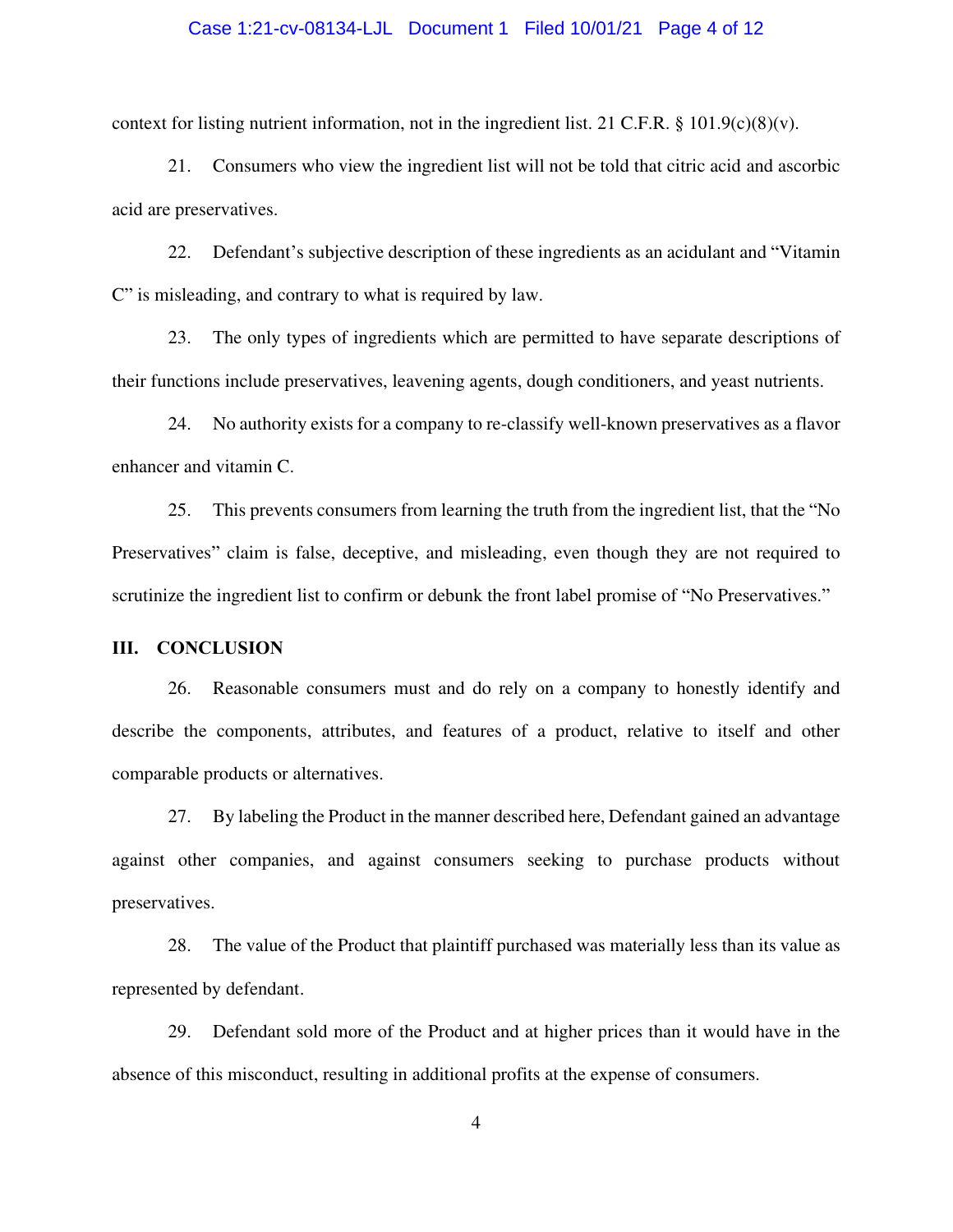context for listing nutrient information, not in the ingredient list. 21 C.F.R. § 101.9(c)(8)(v).

21. Consumers who view the ingredient list will not be told that citric acid and ascorbic acid are preservatives.

22. Defendant's subjective description of these ingredients as an acidulant and "Vitamin C" is misleading, and contrary to what is required by law.

23. The only types of ingredients which are permitted to have separate descriptions of their functions include preservatives, leavening agents, dough conditioners, and yeast nutrients.

24. No authority exists for a company to re-classify well-known preservatives as a flavor enhancer and vitamin C.

25. This prevents consumers from learning the truth from the ingredient list, that the "No Preservatives" claim is false, deceptive, and misleading, even though they are not required to scrutinize the ingredient list to confirm or debunk the front label promise of "No Preservatives."

## III. CONCLUSION

26. Reasonable consumers must and do rely on a company to honestly identify and describe the components, attributes, and features of a product, relative to itself and other comparable products or alternatives.

27. By labeling the Product in the manner described here, Defendant gained an advantage against other companies, and against consumers seeking to purchase products without preservatives.

28. The value of the Product that plaintiff purchased was materially less than its value as represented by defendant.

29. Defendant sold more of the Product and at higher prices than it would have in the absence of this misconduct, resulting in additional profits at the expense of consumers.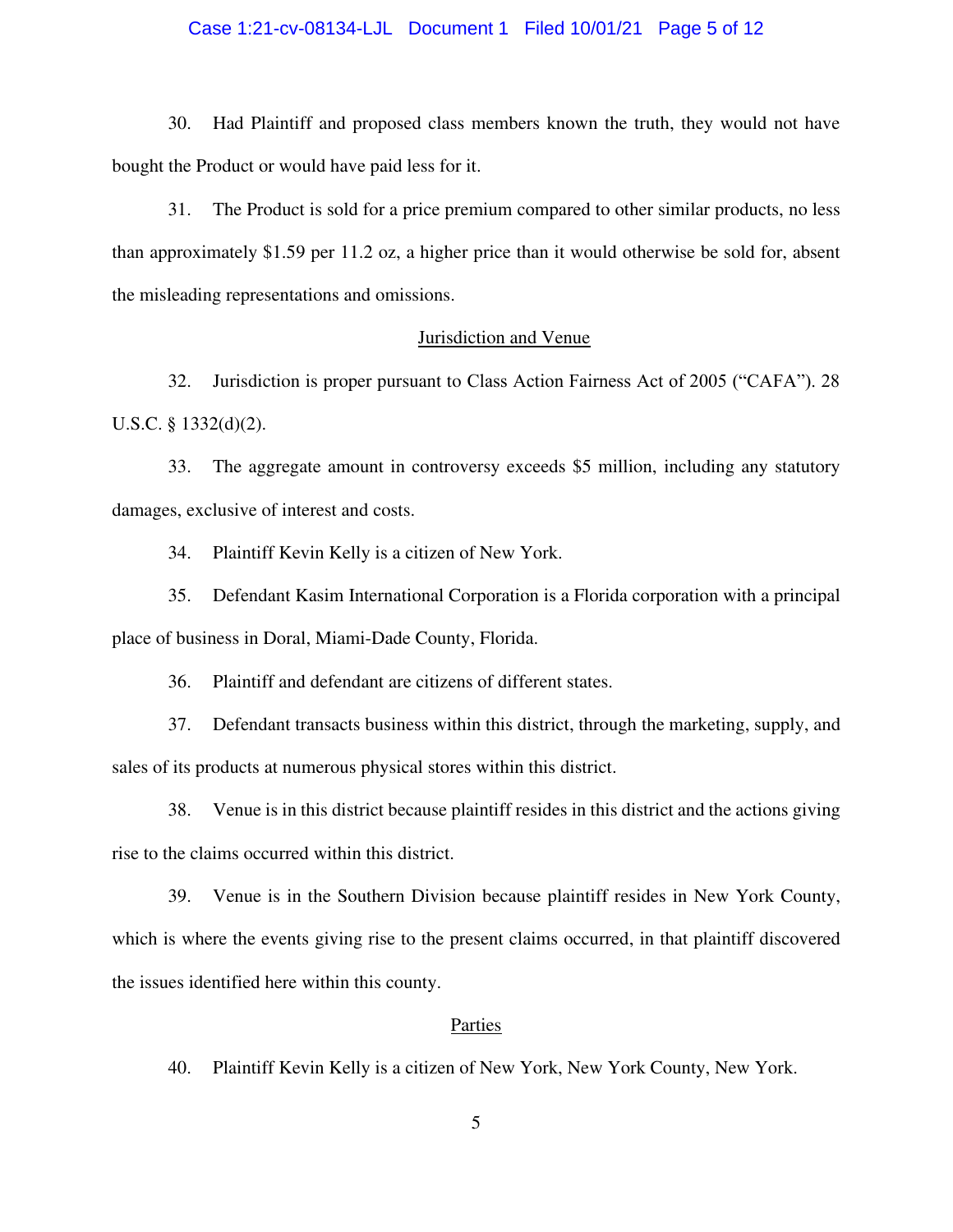30. Had Plaintiff and proposed class members known the truth, they would not have bought the Product or would have paid less for it.

31. The Product is sold for a price premium compared to other similar products, no less than approximately $1.59 per 11.2 oz, a higher price than it would otherwise be sold for, absent the misleading representations and omissions.

## Jurisdiction and Venue

32. Jurisdiction is proper pursuant to Class Action Fairness Act of 2005 ("CAFA"). 28 U.S.C. § 1332(d)(2).

33. The aggregate amount in controversy exceeds $5 million, including any statutory damages, exclusive of interest and costs.

34. Plaintiff Kevin Kelly is a citizen of New York.

35. Defendant Kasim International Corporation is a Florida corporation with a principal place of business in Doral, Miami-Dade County, Florida.

36. Plaintiff and defendant are citizens of different states.

37. Defendant transacts business within this district, through the marketing, supply, and sales of its products at numerous physical stores within this district.

38. Venue is in this district because plaintiff resides in this district and the actions giving rise to the claims occurred within this district.

39. Venue is in the Southern Division because plaintiff resides in New York County, which is where the events giving rise to the present claims occurred, in that plaintiff discovered the issues identified here within this county.

## Parties

40. Plaintiff Kevin Kelly is a citizen of New York, New York County, New York.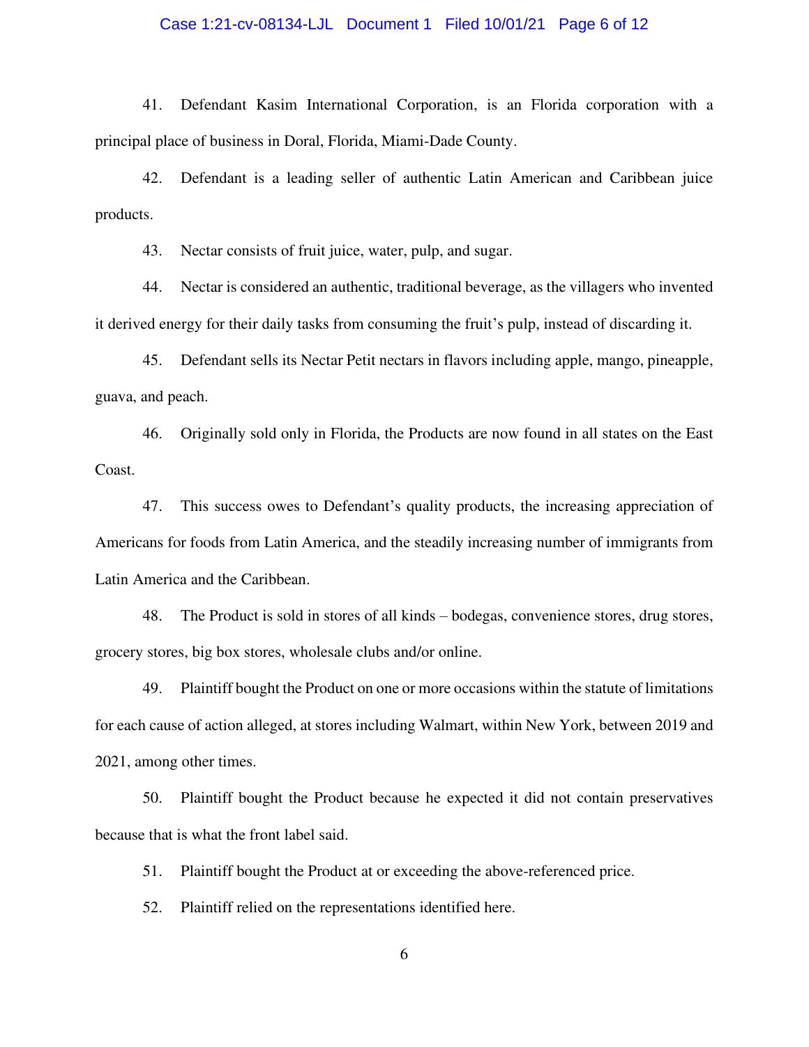41. Defendant Kasim International Corporation, is an Florida corporation with a principal place of business in Doral, Florida, Miami-Dade County.

42. Defendant is a leading seller of authentic Latin American and Caribbean juice products.

43. Nectar consists of fruit juice, water, pulp, and sugar.

44. Nectar is considered an authentic, traditional beverage, as the villagers who invented it derived energy for their daily tasks from consuming the fruit's pulp, instead of discarding it.

45. Defendant sells its Nectar Petit nectars in flavors including apple, mango, pineapple, guava, and peach.

46. Originally sold only in Florida, the Products are now found in all states on the East Coast.

47. This success owes to Defendant's quality products, the increasing appreciation of Americans for foods from Latin America, and the steadily increasing number of immigrants from Latin America and the Caribbean.

48. The Product is sold in stores of all kinds – bodegas, convenience stores, drug stores, grocery stores, big box stores, wholesale clubs and/or online.

49. Plaintiff bought the Product on one or more occasions within the statute of limitations for each cause of action alleged, at stores including Walmart, within New York, between 2019 and 2021, among other times.

50. Plaintiff bought the Product because he expected it did not contain preservatives because that is what the front label said.

51. Plaintiff bought the Product at or exceeding the above-referenced price.

52. Plaintiff relied on the representations identified here.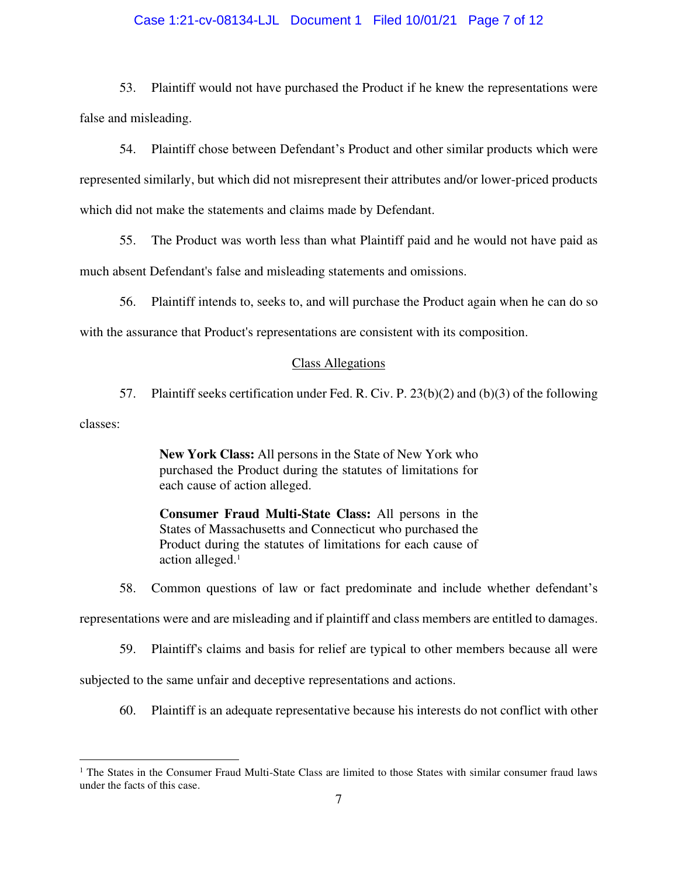53. Plaintiff would not have purchased the Product if he knew the representations were false and misleading.

54. Plaintiff chose between Defendant's Product and other similar products which were represented similarly, but which did not misrepresent their attributes and/or lower-priced products which did not make the statements and claims made by Defendant.

55. The Product was worth less than what Plaintiff paid and he would not have paid as much absent Defendant's false and misleading statements and omissions.

56. Plaintiff intends to, seeks to, and will purchase the Product again when he can do so with the assurance that Product's representations are consistent with its composition.

## Class Allegations

57. Plaintiff seeks certification under Fed. R. Civ. P. 23(b)(2) and (b)(3) of the following classes:

> **New York Class:** All persons in the State of New York who purchased the Product during the statutes of limitations for each cause of action alleged.
>
> **Consumer Fraud Multi-State Class:** All persons in the States of Massachusetts and Connecticut who purchased the Product during the statutes of limitations for each cause of action alleged.[1]

58. Common questions of law or fact predominate and include whether defendant's representations were and are misleading and if plaintiff and class members are entitled to damages.

59. Plaintiff's claims and basis for relief are typical to other members because all were subjected to the same unfair and deceptive representations and actions.

60. Plaintiff is an adequate representative because his interests do not conflict with other

---

[1] The States in the Consumer Fraud Multi-State Class are limited to those States with similar consumer fraud laws under the facts of this case.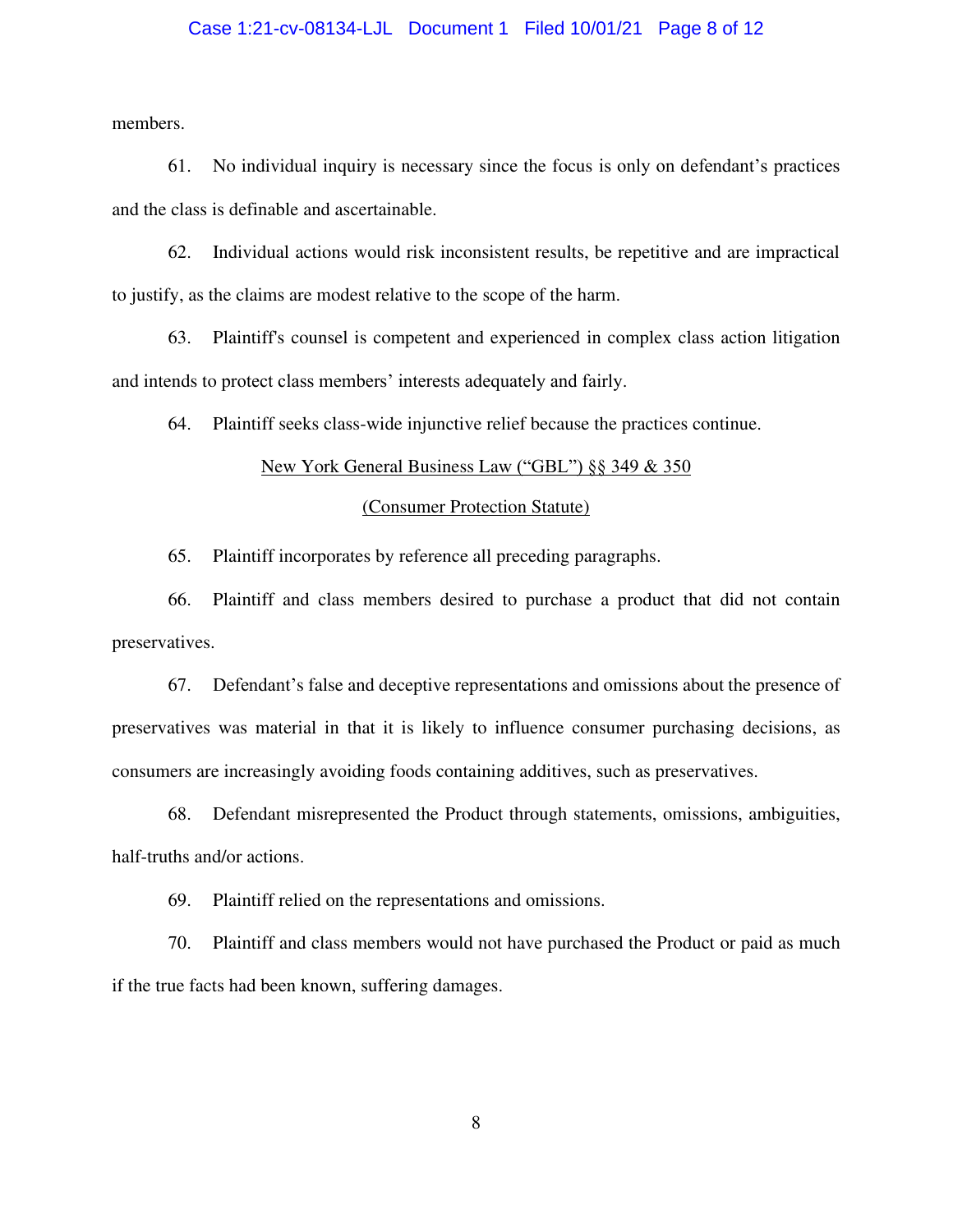members.

61. No individual inquiry is necessary since the focus is only on defendant's practices and the class is definable and ascertainable.

62. Individual actions would risk inconsistent results, be repetitive and are impractical to justify, as the claims are modest relative to the scope of the harm.

63. Plaintiff's counsel is competent and experienced in complex class action litigation and intends to protect class members' interests adequately and fairly.

64. Plaintiff seeks class-wide injunctive relief because the practices continue.

<u>New York General Business Law ("GBL") §§ 349 & 350</u>

<u>(Consumer Protection Statute)</u>

65. Plaintiff incorporates by reference all preceding paragraphs.

66. Plaintiff and class members desired to purchase a product that did not contain preservatives.

67. Defendant's false and deceptive representations and omissions about the presence of preservatives was material in that it is likely to influence consumer purchasing decisions, as consumers are increasingly avoiding foods containing additives, such as preservatives.

68. Defendant misrepresented the Product through statements, omissions, ambiguities, half-truths and/or actions.

69. Plaintiff relied on the representations and omissions.

70. Plaintiff and class members would not have purchased the Product or paid as much if the true facts had been known, suffering damages.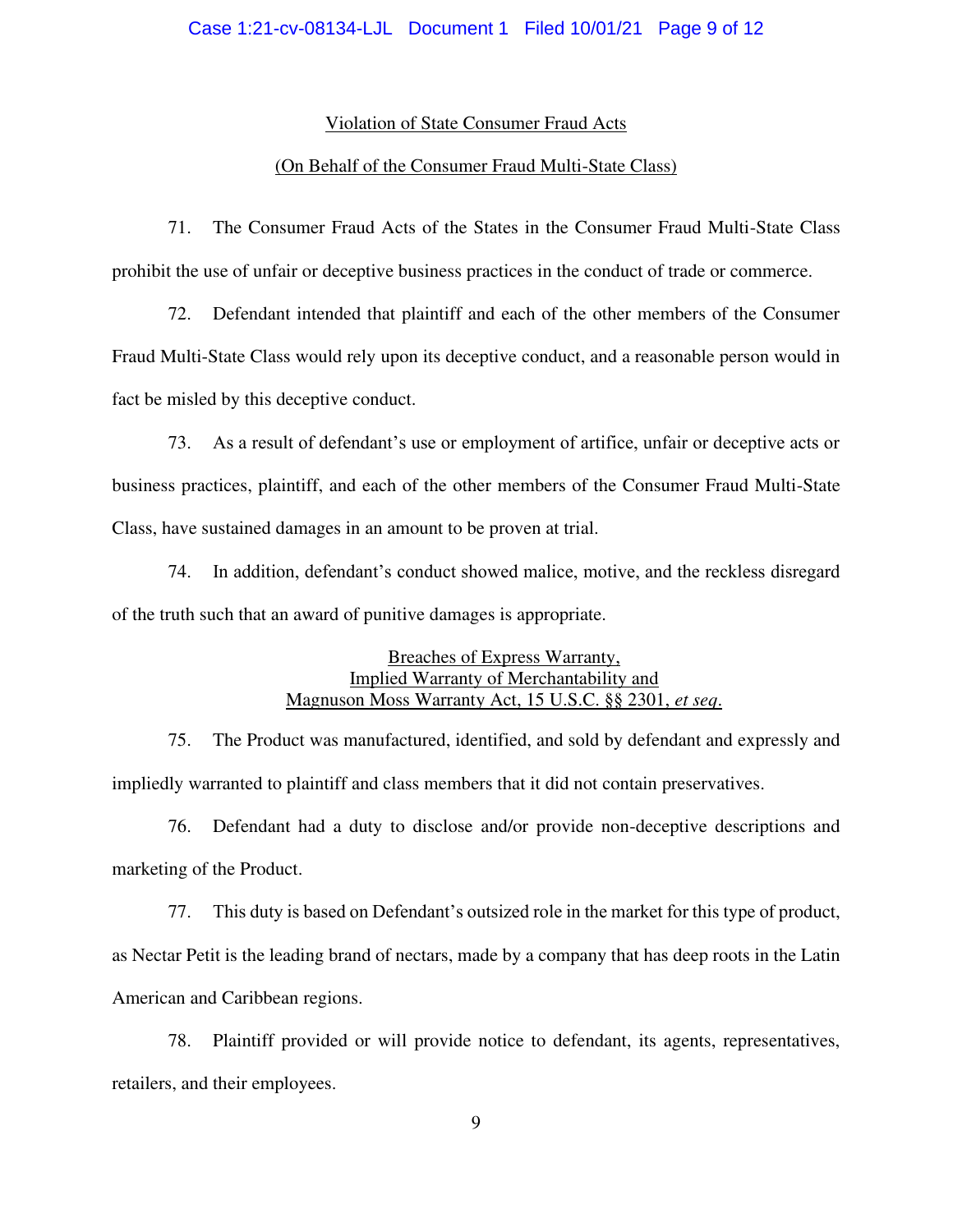<u>Violation of State Consumer Fraud Acts</u>

<u>(On Behalf of the Consumer Fraud Multi-State Class)</u>

71. The Consumer Fraud Acts of the States in the Consumer Fraud Multi-State Class prohibit the use of unfair or deceptive business practices in the conduct of trade or commerce.

72. Defendant intended that plaintiff and each of the other members of the Consumer Fraud Multi-State Class would rely upon its deceptive conduct, and a reasonable person would in fact be misled by this deceptive conduct.

73. As a result of defendant's use or employment of artifice, unfair or deceptive acts or business practices, plaintiff, and each of the other members of the Consumer Fraud Multi-State Class, have sustained damages in an amount to be proven at trial.

74. In addition, defendant's conduct showed malice, motive, and the reckless disregard of the truth such that an award of punitive damages is appropriate.

<u>Breaches of Express Warranty,</u>
<u>Implied Warranty of Merchantability and</u>
<u>Magnuson Moss Warranty Act, 15 U.S.C. §§ 2301, *et seq*.</u>

75. The Product was manufactured, identified, and sold by defendant and expressly and impliedly warranted to plaintiff and class members that it did not contain preservatives.

76. Defendant had a duty to disclose and/or provide non-deceptive descriptions and marketing of the Product.

77. This duty is based on Defendant's outsized role in the market for this type of product, as Nectar Petit is the leading brand of nectars, made by a company that has deep roots in the Latin American and Caribbean regions.

78. Plaintiff provided or will provide notice to defendant, its agents, representatives, retailers, and their employees.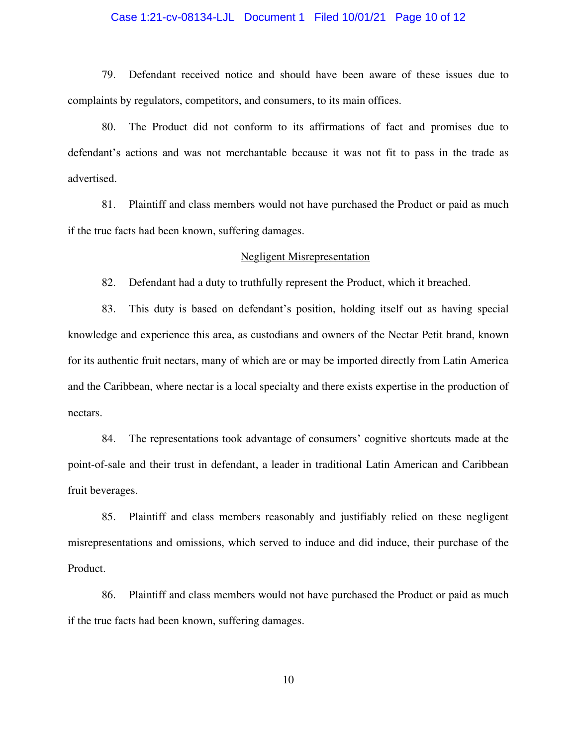79. Defendant received notice and should have been aware of these issues due to complaints by regulators, competitors, and consumers, to its main offices.

80. The Product did not conform to its affirmations of fact and promises due to defendant's actions and was not merchantable because it was not fit to pass in the trade as advertised.

81. Plaintiff and class members would not have purchased the Product or paid as much if the true facts had been known, suffering damages.

## Negligent Misrepresentation

82. Defendant had a duty to truthfully represent the Product, which it breached.

83. This duty is based on defendant's position, holding itself out as having special knowledge and experience this area, as custodians and owners of the Nectar Petit brand, known for its authentic fruit nectars, many of which are or may be imported directly from Latin America and the Caribbean, where nectar is a local specialty and there exists expertise in the production of nectars.

84. The representations took advantage of consumers' cognitive shortcuts made at the point-of-sale and their trust in defendant, a leader in traditional Latin American and Caribbean fruit beverages.

85. Plaintiff and class members reasonably and justifiably relied on these negligent misrepresentations and omissions, which served to induce and did induce, their purchase of the Product.

86. Plaintiff and class members would not have purchased the Product or paid as much if the true facts had been known, suffering damages.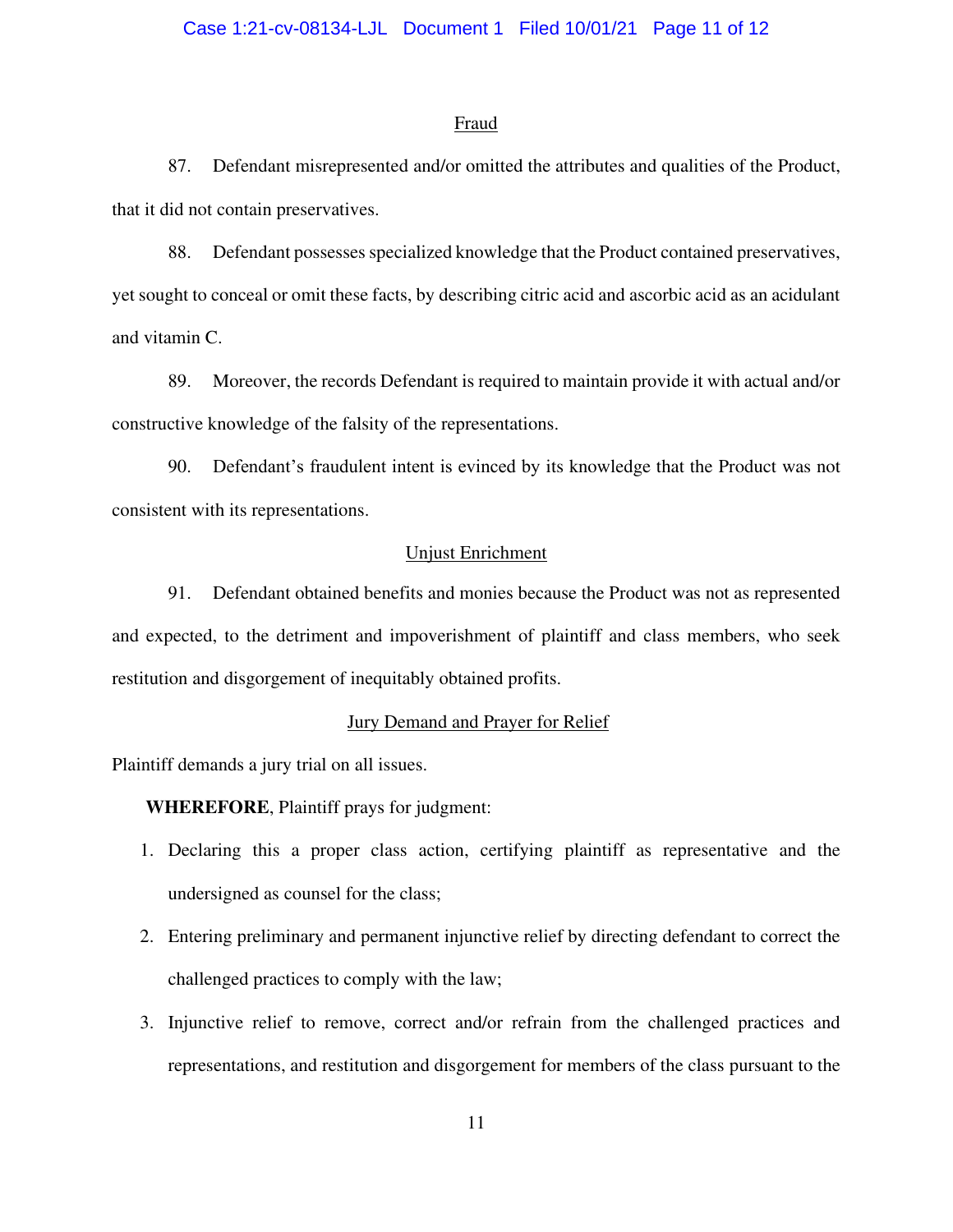## Fraud

87. Defendant misrepresented and/or omitted the attributes and qualities of the Product, that it did not contain preservatives.

88. Defendant possesses specialized knowledge that the Product contained preservatives, yet sought to conceal or omit these facts, by describing citric acid and ascorbic acid as an acidulant and vitamin C.

89. Moreover, the records Defendant is required to maintain provide it with actual and/or constructive knowledge of the falsity of the representations.

90. Defendant's fraudulent intent is evinced by its knowledge that the Product was not consistent with its representations.

## Unjust Enrichment

91. Defendant obtained benefits and monies because the Product was not as represented and expected, to the detriment and impoverishment of plaintiff and class members, who seek restitution and disgorgement of inequitably obtained profits.

## Jury Demand and Prayer for Relief

Plaintiff demands a jury trial on all issues.

**WHEREFORE**, Plaintiff prays for judgment:

1. Declaring this a proper class action, certifying plaintiff as representative and the undersigned as counsel for the class;
2. Entering preliminary and permanent injunctive relief by directing defendant to correct the challenged practices to comply with the law;
3. Injunctive relief to remove, correct and/or refrain from the challenged practices and representations, and restitution and disgorgement for members of the class pursuant to the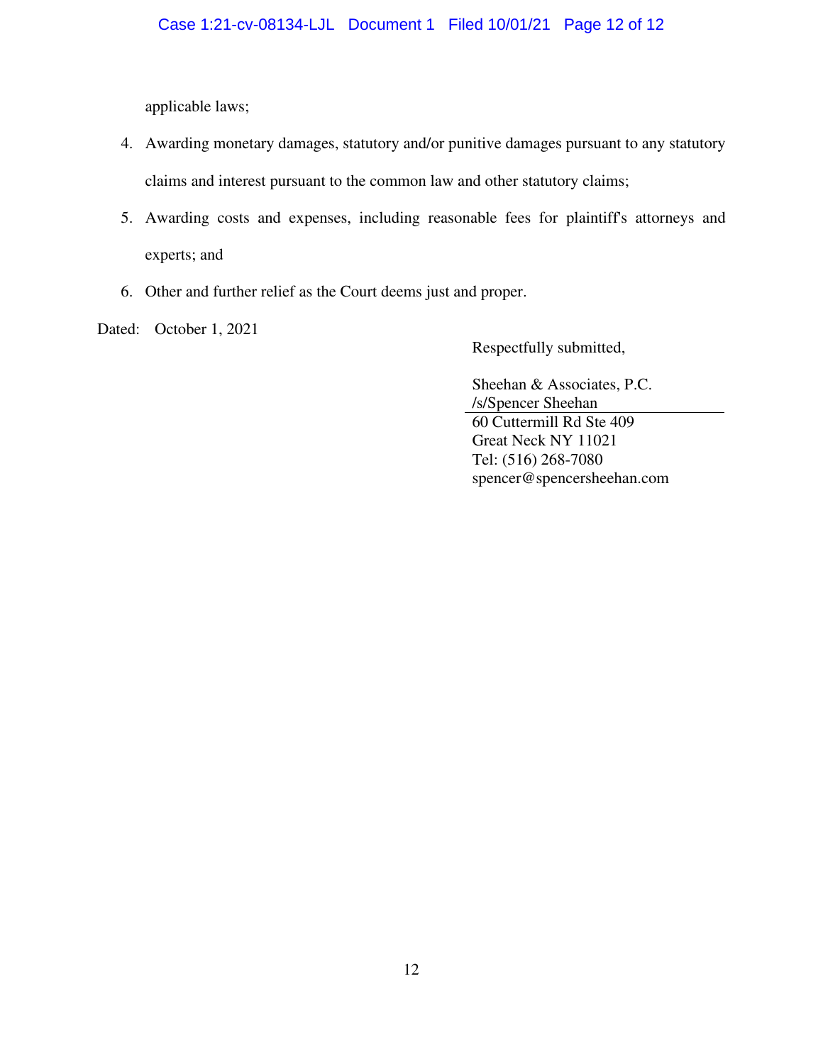applicable laws;

4. Awarding monetary damages, statutory and/or punitive damages pursuant to any statutory claims and interest pursuant to the common law and other statutory claims;
5. Awarding costs and expenses, including reasonable fees for plaintiff's attorneys and experts; and
6. Other and further relief as the Court deems just and proper.

Dated: October 1, 2021

Respectfully submitted,

Sheehan & Associates, P.C.
/s/Spencer Sheehan
60 Cuttermill Rd Ste 409
Great Neck NY 11021
Tel: (516) 268-7080
spencer@spencersheehan.com